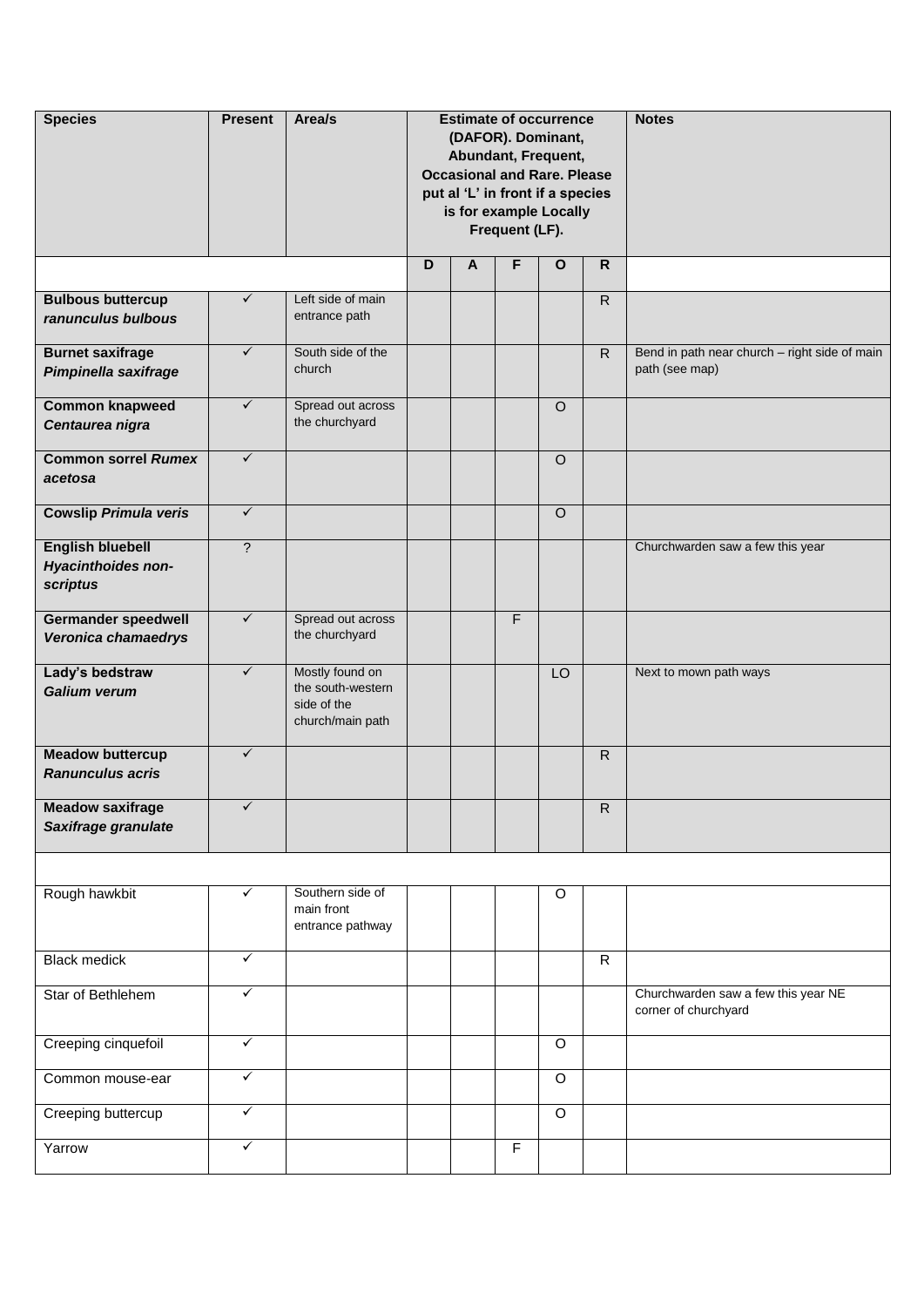| Species | Present | Area/s | Estimate of occurrence (DAFOR). Dominant, Abundant, Frequent, Occasional and Rare. Please put al 'L' in front if a species is for example Locally Frequent (LF). | | | | | Notes |
|---|---|---|---|---|---|---|---|---|
| | | | D | A | F | O | R | |
| **Bulbous buttercup** ***ranunculus bulbous*** | ✓ | Left side of main entrance path | | | | | R | |
| **Burnet saxifrage** ***Pimpinella saxifrage*** | ✓ | South side of the church | | | | | R | Bend in path near church – right side of main path (see map) |
| **Common knapweed** ***Centaurea nigra*** | ✓ | Spread out across the churchyard | | | | O | | |
| **Common sorrel** ***Rumex acetosa*** | ✓ | | | | | O | | |
| **Cowslip** ***Primula veris*** | ✓ | | | | | O | | |
| **English bluebell** ***Hyacinthoides non-scriptus*** | ? | | | | | | | Churchwarden saw a few this year |
| **Germander speedwell** ***Veronica chamaedrys*** | ✓ | Spread out across the churchyard | | | F | | | |
| **Lady's bedstraw** ***Galium verum*** | ✓ | Mostly found on the south-western side of the church/main path | | | | LO | | Next to mown path ways |
| **Meadow buttercup** ***Ranunculus acris*** | ✓ | | | | | | R | |
| **Meadow saxifrage** ***Saxifrage granulate*** | ✓ | | | | | | R | |
| | | | | | | | | |
| Rough hawkbit | ✓ | Southern side of main front entrance pathway | | | | O | | |
| Black medick | ✓ | | | | | | R | |
| Star of Bethlehem | ✓ | | | | | | | Churchwarden saw a few this year NE corner of churchyard |
| Creeping cinquefoil | ✓ | | | | | O | | |
| Common mouse-ear | ✓ | | | | | O | | |
| Creeping buttercup | ✓ | | | | | O | | |
| Yarrow | ✓ | | | | F | | | |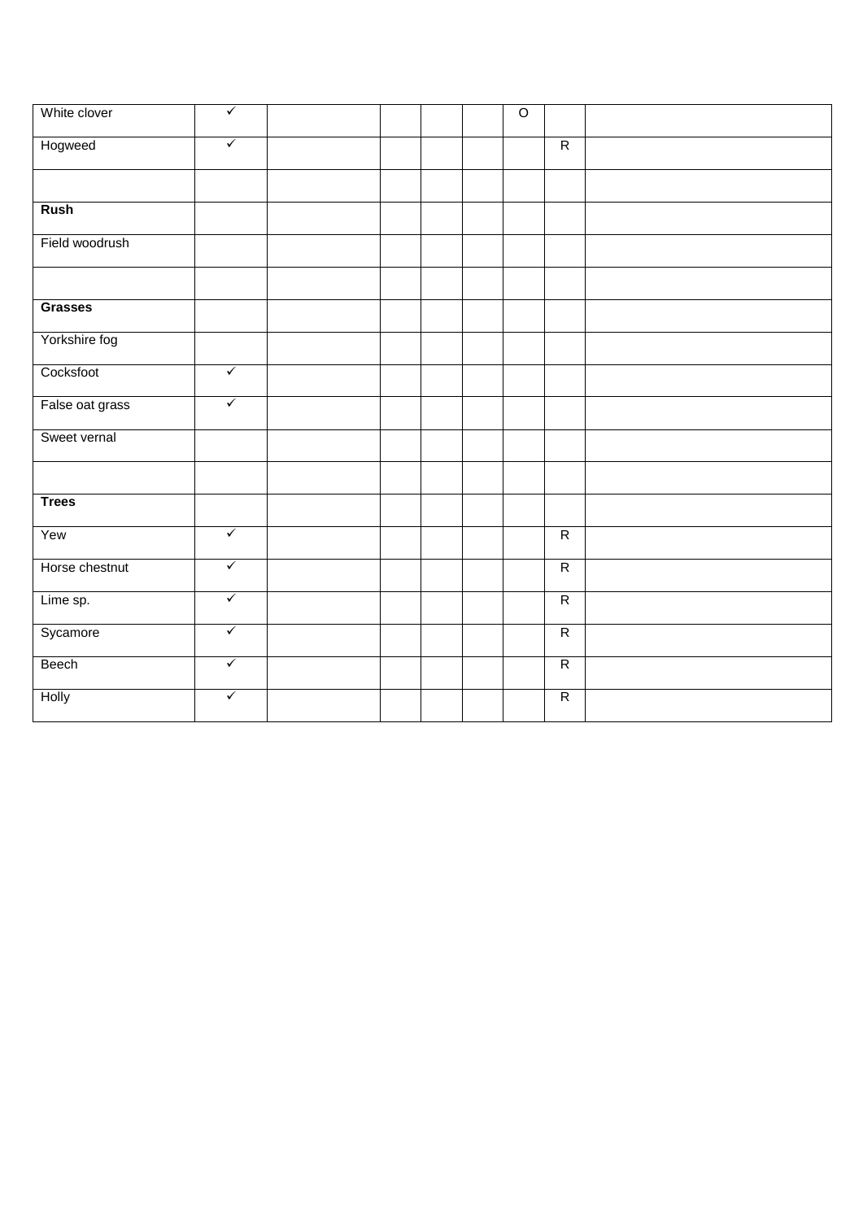| | | | | | | | | |
|---|---|---|---|---|---|---|---|---|
| White clover | ✓ | | | | | O | | |
| Hogweed | ✓ | | | | | | R | |
| | | | | | | | | |
| **Rush** | | | | | | | | |
| Field woodrush | | | | | | | | |
| | | | | | | | | |
| **Grasses** | | | | | | | | |
| Yorkshire fog | | | | | | | | |
| Cocksfoot | ✓ | | | | | | | |
| False oat grass | ✓ | | | | | | | |
| Sweet vernal | | | | | | | | |
| | | | | | | | | |
| **Trees** | | | | | | | | |
| Yew | ✓ | | | | | | R | |
| Horse chestnut | ✓ | | | | | | R | |
| Lime sp. | ✓ | | | | | | R | |
| Sycamore | ✓ | | | | | | R | |
| Beech | ✓ | | | | | | R | |
| Holly | ✓ | | | | | | R | |